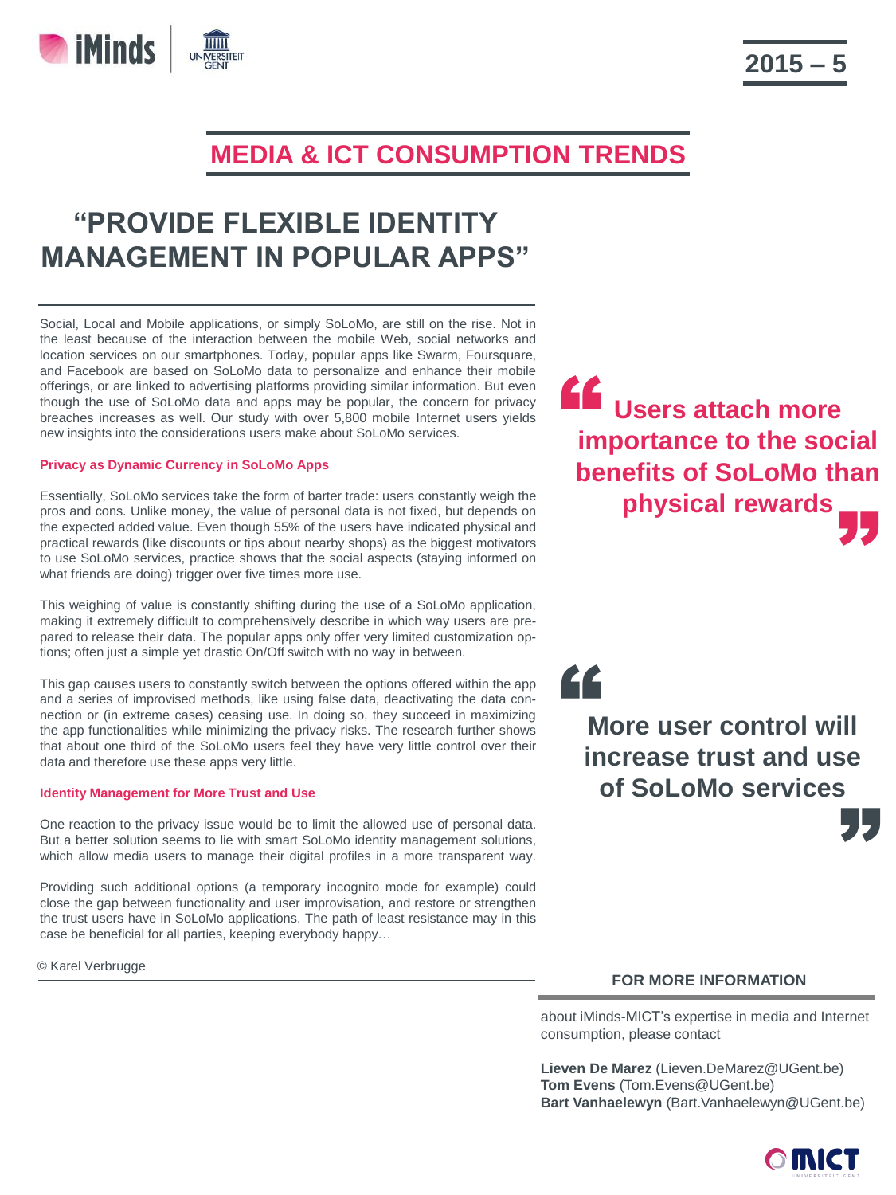2015 – 5

## MEDIA & ICT CONSUMPTION TRENDS

# "PROVIDE FLEXIBLE IDENTITY MANAGEMENT IN POPULAR APPS"

Social, Local and Mobile applications, or simply SoLoMo, are still on the rise. Not in the least because of the interaction between the mobile Web, social networks and location services on our smartphones. Today, popular apps like Swarm, Foursquare, and Facebook are based on SoLoMo data to personalize and enhance their mobile offerings, or are linked to advertising platforms providing similar information. But even though the use of SoLoMo data and apps may be popular, the concern for privacy breaches increases as well. Our study with over 5,800 mobile Internet users yields new insights into the considerations users make about SoLoMo services.

### Privacy as Dynamic Currency in SoLoMo Apps

Essentially, SoLoMo services take the form of barter trade: users constantly weigh the pros and cons. Unlike money, the value of personal data is not fixed, but depends on the expected added value. Even though 55% of the users have indicated physical and practical rewards (like discounts or tips about nearby shops) as the biggest motivators to use SoLoMo services, practice shows that the social aspects (staying informed on what friends are doing) trigger over five times more use.

This weighing of value is constantly shifting during the use of a SoLoMo application, making it extremely difficult to comprehensively describe in which way users are prepared to release their data. The popular apps only offer very limited customization options; often just a simple yet drastic On/Off switch with no way in between.

This gap causes users to constantly switch between the options offered within the app and a series of improvised methods, like using false data, deactivating the data connection or (in extreme cases) ceasing use. In doing so, they succeed in maximizing the app functionalities while minimizing the privacy risks. The research further shows that about one third of the SoLoMo users feel they have very little control over their data and therefore use these apps very little.

### Identity Management for More Trust and Use

One reaction to the privacy issue would be to limit the allowed use of personal data. But a better solution seems to lie with smart SoLoMo identity management solutions, which allow media users to manage their digital profiles in a more transparent way.

Providing such additional options (a temporary incognito mode for example) could close the gap between functionality and user improvisation, and restore or strengthen the trust users have in SoLoMo applications. The path of least resistance may in this case be beneficial for all parties, keeping everybody happy…

© Karel Verbrugge

> **"Users attach more importance to the social benefits of SoLoMo than physical rewards"**

> **"More user control will increase trust and use of SoLoMo services"**

### FOR MORE INFORMATION

about iMinds-MICT's expertise in media and Internet consumption, please contact

**Lieven De Marez** (Lieven.DeMarez@UGent.be)
**Tom Evens** (Tom.Evens@UGent.be)
**Bart Vanhaelewyn** (Bart.Vanhaelewyn@UGent.be)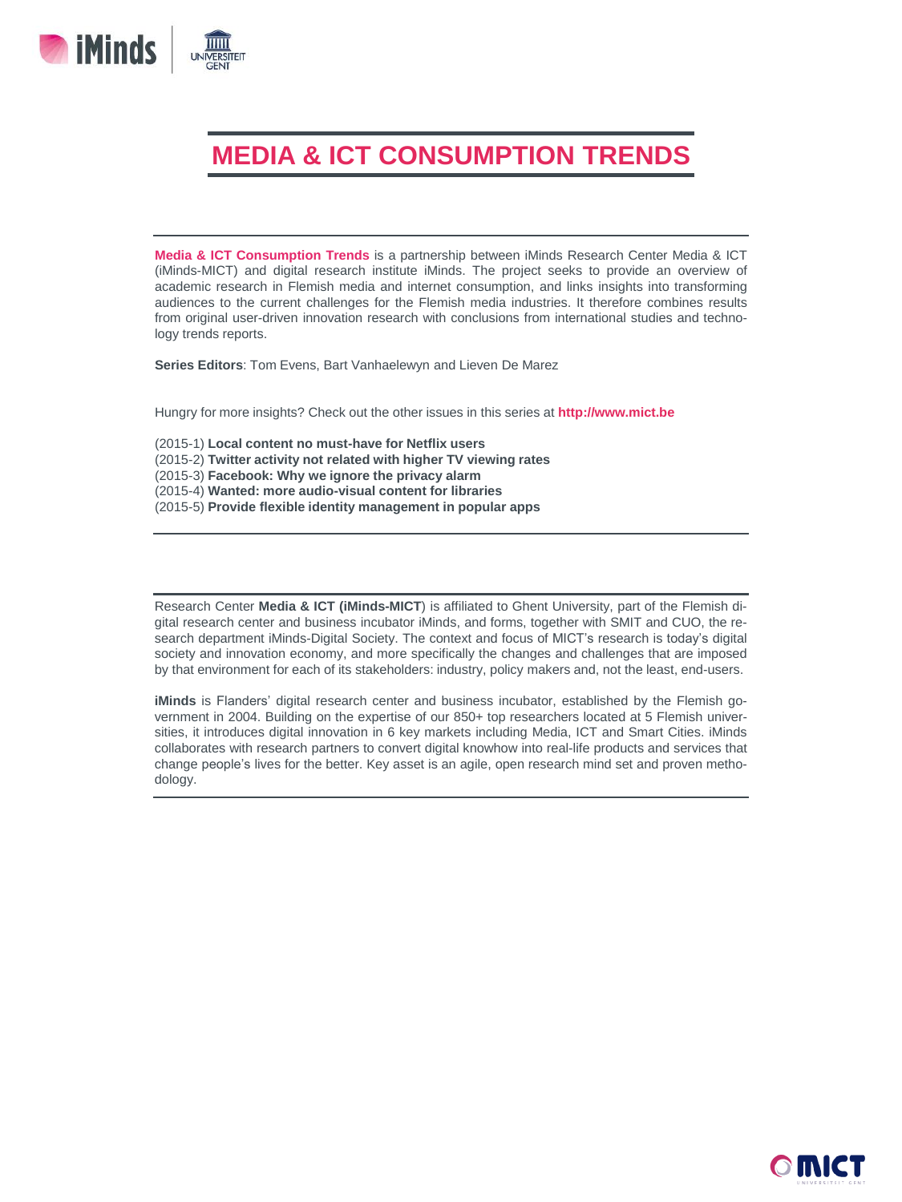# MEDIA & ICT CONSUMPTION TRENDS

**Media & ICT Consumption Trends** is a partnership between iMinds Research Center Media & ICT (iMinds-MICT) and digital research institute iMinds. The project seeks to provide an overview of academic research in Flemish media and internet consumption, and links insights into transforming audiences to the current challenges for the Flemish media industries. It therefore combines results from original user-driven innovation research with conclusions from international studies and technology trends reports.

**Series Editors**: Tom Evens, Bart Vanhaelewyn and Lieven De Marez

Hungry for more insights? Check out the other issues in this series at **http://www.mict.be**

(2015-1) **Local content no must-have for Netflix users**
(2015-2) **Twitter activity not related with higher TV viewing rates**
(2015-3) **Facebook: Why we ignore the privacy alarm**
(2015-4) **Wanted: more audio-visual content for libraries**
(2015-5) **Provide flexible identity management in popular apps**

Research Center **Media & ICT (iMinds-MICT**) is affiliated to Ghent University, part of the Flemish digital research center and business incubator iMinds, and forms, together with SMIT and CUO, the research department iMinds-Digital Society. The context and focus of MICT's research is today's digital society and innovation economy, and more specifically the changes and challenges that are imposed by that environment for each of its stakeholders: industry, policy makers and, not the least, end-users.

**iMinds** is Flanders' digital research center and business incubator, established by the Flemish government in 2004. Building on the expertise of our 850+ top researchers located at 5 Flemish universities, it introduces digital innovation in 6 key markets including Media, ICT and Smart Cities. iMinds collaborates with research partners to convert digital knowhow into real-life products and services that change people's lives for the better. Key asset is an agile, open research mind set and proven methodology.